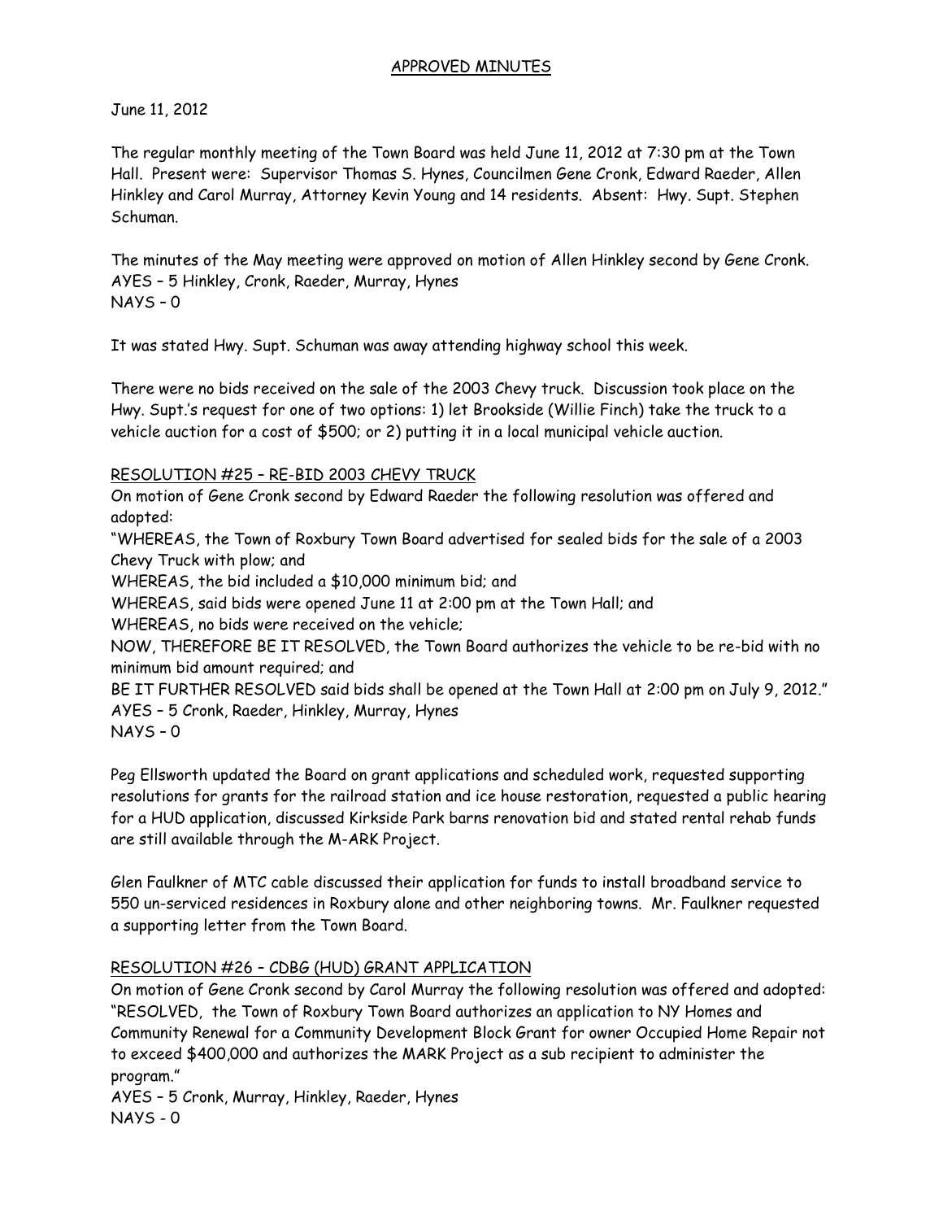# APPROVED MINUTES

June 11, 2012

The regular monthly meeting of the Town Board was held June 11, 2012 at 7:30 pm at the Town Hall. Present were: Supervisor Thomas S. Hynes, Councilmen Gene Cronk, Edward Raeder, Allen Hinkley and Carol Murray, Attorney Kevin Young and 14 residents. Absent: Hwy. Supt. Stephen Schuman.

The minutes of the May meeting were approved on motion of Allen Hinkley second by Gene Cronk.
AYES – 5 Hinkley, Cronk, Raeder, Murray, Hynes
NAYS – 0

It was stated Hwy. Supt. Schuman was away attending highway school this week.

There were no bids received on the sale of the 2003 Chevy truck. Discussion took place on the Hwy. Supt.'s request for one of two options: 1) let Brookside (Willie Finch) take the truck to a vehicle auction for a cost of $500; or 2) putting it in a local municipal vehicle auction.

## RESOLUTION #25 – RE-BID 2003 CHEVY TRUCK

On motion of Gene Cronk second by Edward Raeder the following resolution was offered and adopted:
"WHEREAS, the Town of Roxbury Town Board advertised for sealed bids for the sale of a 2003 Chevy Truck with plow; and
WHEREAS, the bid included a $10,000 minimum bid; and
WHEREAS, said bids were opened June 11 at 2:00 pm at the Town Hall; and
WHEREAS, no bids were received on the vehicle;
NOW, THEREFORE BE IT RESOLVED, the Town Board authorizes the vehicle to be re-bid with no minimum bid amount required; and
BE IT FURTHER RESOLVED said bids shall be opened at the Town Hall at 2:00 pm on July 9, 2012."
AYES – 5 Cronk, Raeder, Hinkley, Murray, Hynes
NAYS – 0

Peg Ellsworth updated the Board on grant applications and scheduled work, requested supporting resolutions for grants for the railroad station and ice house restoration, requested a public hearing for a HUD application, discussed Kirkside Park barns renovation bid and stated rental rehab funds are still available through the M-ARK Project.

Glen Faulkner of MTC cable discussed their application for funds to install broadband service to 550 un-serviced residences in Roxbury alone and other neighboring towns. Mr. Faulkner requested a supporting letter from the Town Board.

## RESOLUTION #26 – CDBG (HUD) GRANT APPLICATION

On motion of Gene Cronk second by Carol Murray the following resolution was offered and adopted:
"RESOLVED, the Town of Roxbury Town Board authorizes an application to NY Homes and Community Renewal for a Community Development Block Grant for owner Occupied Home Repair not to exceed $400,000 and authorizes the MARK Project as a sub recipient to administer the program."
AYES – 5 Cronk, Murray, Hinkley, Raeder, Hynes
NAYS - 0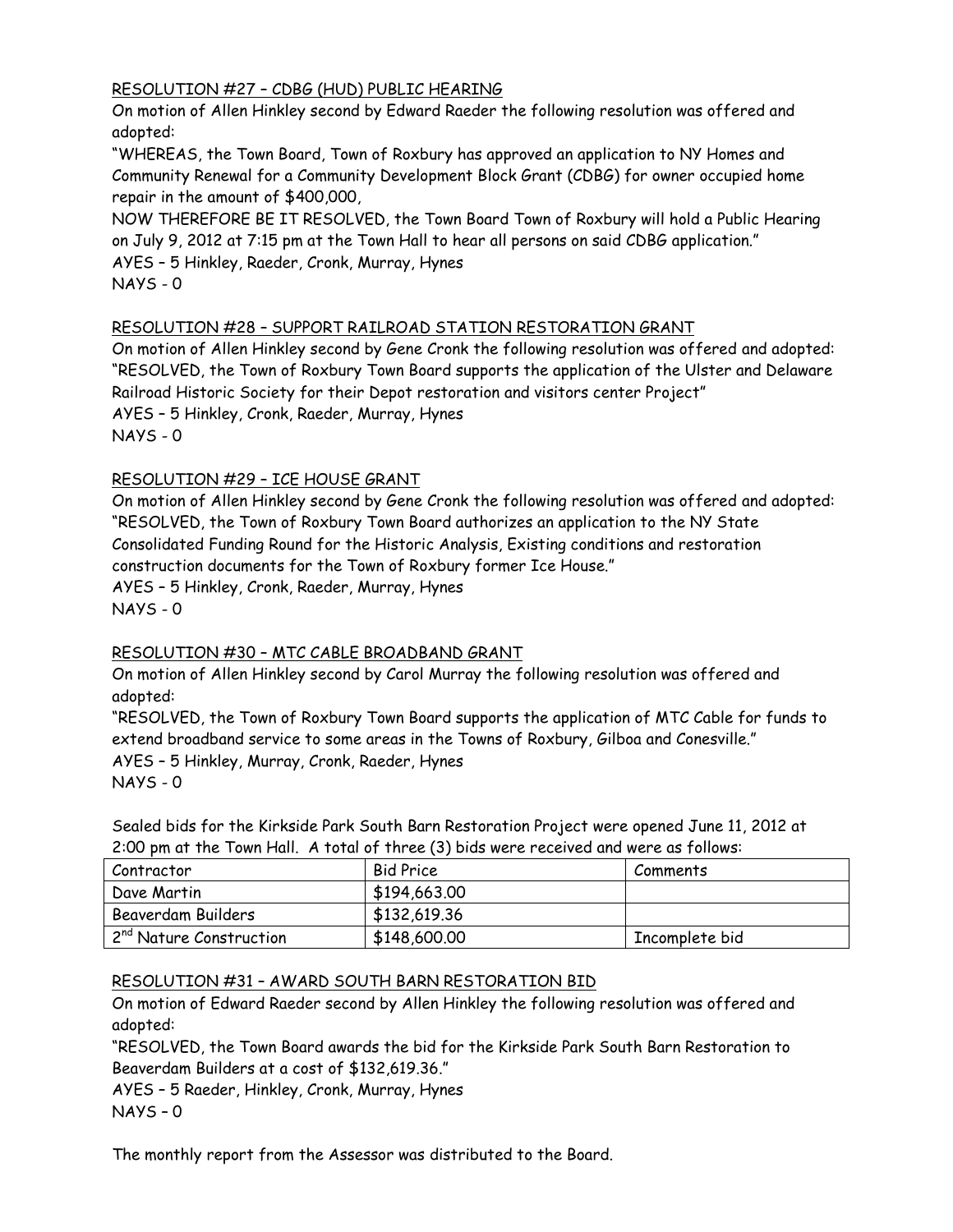<u>RESOLUTION #27 – CDBG (HUD) PUBLIC HEARING</u>

On motion of Allen Hinkley second by Edward Raeder the following resolution was offered and adopted:

"WHEREAS, the Town Board, Town of Roxbury has approved an application to NY Homes and Community Renewal for a Community Development Block Grant (CDBG) for owner occupied home repair in the amount of $400,000,

NOW THEREFORE BE IT RESOLVED, the Town Board Town of Roxbury will hold a Public Hearing on July 9, 2012 at 7:15 pm at the Town Hall to hear all persons on said CDBG application."

AYES – 5 Hinkley, Raeder, Cronk, Murray, Hynes

NAYS - 0

<u>RESOLUTION #28 – SUPPORT RAILROAD STATION RESTORATION GRANT</u>

On motion of Allen Hinkley second by Gene Cronk the following resolution was offered and adopted:

"RESOLVED, the Town of Roxbury Town Board supports the application of the Ulster and Delaware Railroad Historic Society for their Depot restoration and visitors center Project"

AYES – 5 Hinkley, Cronk, Raeder, Murray, Hynes

NAYS - 0

<u>RESOLUTION #29 – ICE HOUSE GRANT</u>

On motion of Allen Hinkley second by Gene Cronk the following resolution was offered and adopted:

"RESOLVED, the Town of Roxbury Town Board authorizes an application to the NY State Consolidated Funding Round for the Historic Analysis, Existing conditions and restoration construction documents for the Town of Roxbury former Ice House."

AYES – 5 Hinkley, Cronk, Raeder, Murray, Hynes

NAYS - 0

<u>RESOLUTION #30 – MTC CABLE BROADBAND GRANT</u>

On motion of Allen Hinkley second by Carol Murray the following resolution was offered and adopted:

"RESOLVED, the Town of Roxbury Town Board supports the application of MTC Cable for funds to extend broadband service to some areas in the Towns of Roxbury, Gilboa and Conesville."

AYES – 5 Hinkley, Murray, Cronk, Raeder, Hynes

NAYS - 0

Sealed bids for the Kirkside Park South Barn Restoration Project were opened June 11, 2012 at 2:00 pm at the Town Hall. A total of three (3) bids were received and were as follows:

| Contractor | Bid Price | Comments |
|---|---|---|
| Dave Martin | $194,663.00 | |
| Beaverdam Builders | $132,619.36 | |
| 2nd Nature Construction | $148,600.00 | Incomplete bid |

<u>RESOLUTION #31 – AWARD SOUTH BARN RESTORATION BID</u>

On motion of Edward Raeder second by Allen Hinkley the following resolution was offered and adopted:

"RESOLVED, the Town Board awards the bid for the Kirkside Park South Barn Restoration to Beaverdam Builders at a cost of $132,619.36."

AYES – 5 Raeder, Hinkley, Cronk, Murray, Hynes

NAYS – 0

The monthly report from the Assessor was distributed to the Board.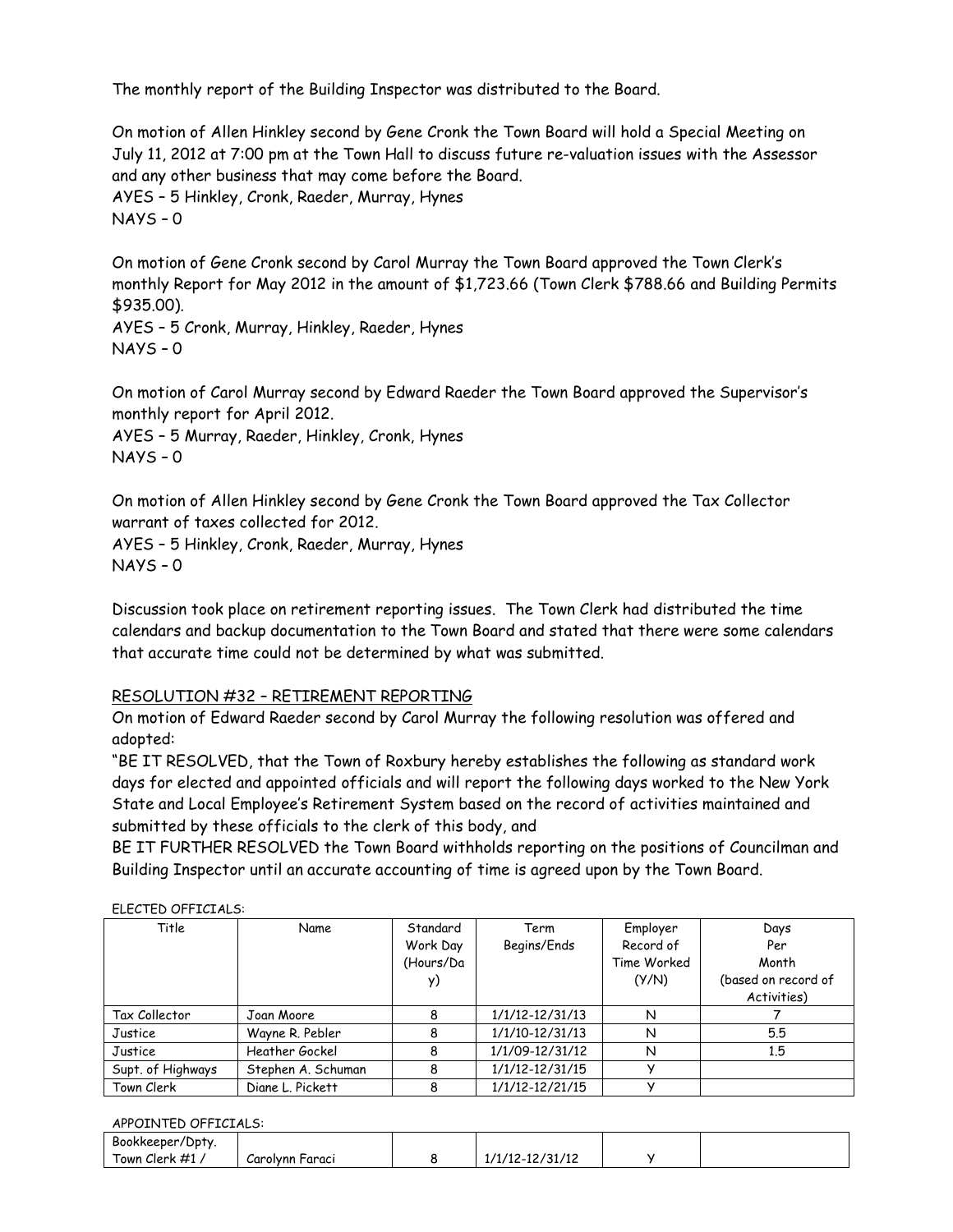The monthly report of the Building Inspector was distributed to the Board.

On motion of Allen Hinkley second by Gene Cronk the Town Board will hold a Special Meeting on July 11, 2012 at 7:00 pm at the Town Hall to discuss future re-valuation issues with the Assessor and any other business that may come before the Board.
AYES – 5 Hinkley, Cronk, Raeder, Murray, Hynes
NAYS – 0

On motion of Gene Cronk second by Carol Murray the Town Board approved the Town Clerk's monthly Report for May 2012 in the amount of $1,723.66 (Town Clerk $788.66 and Building Permits $935.00).
AYES – 5 Cronk, Murray, Hinkley, Raeder, Hynes
NAYS – 0

On motion of Carol Murray second by Edward Raeder the Town Board approved the Supervisor's monthly report for April 2012.
AYES – 5 Murray, Raeder, Hinkley, Cronk, Hynes
NAYS – 0

On motion of Allen Hinkley second by Gene Cronk the Town Board approved the Tax Collector warrant of taxes collected for 2012.
AYES – 5 Hinkley, Cronk, Raeder, Murray, Hynes
NAYS – 0

Discussion took place on retirement reporting issues. The Town Clerk had distributed the time calendars and backup documentation to the Town Board and stated that there were some calendars that accurate time could not be determined by what was submitted.

RESOLUTION #32 – RETIREMENT REPORTING

On motion of Edward Raeder second by Carol Murray the following resolution was offered and adopted:

"BE IT RESOLVED, that the Town of Roxbury hereby establishes the following as standard work days for elected and appointed officials and will report the following days worked to the New York State and Local Employee's Retirement System based on the record of activities maintained and submitted by these officials to the clerk of this body, and

BE IT FURTHER RESOLVED the Town Board withholds reporting on the positions of Councilman and Building Inspector until an accurate accounting of time is agreed upon by the Town Board.

ELECTED OFFICIALS:

| Title | Name | Standard Work Day (Hours/Day) | Term Begins/Ends | Employer Record of Time Worked (Y/N) | Days Per Month (based on record of Activities) |
|---|---|---|---|---|---|
| Tax Collector | Joan Moore | 8 | 1/1/12-12/31/13 | N | 7 |
| Justice | Wayne R. Pebler | 8 | 1/1/10-12/31/13 | N | 5.5 |
| Justice | Heather Gockel | 8 | 1/1/09-12/31/12 | N | 1.5 |
| Supt. of Highways | Stephen A. Schuman | 8 | 1/1/12-12/31/15 | Y | |
| Town Clerk | Diane L. Pickett | 8 | 1/1/12-12/21/15 | Y | |

APPOINTED OFFICIALS:

| | | | | | |
|---|---|---|---|---|---|
| Bookkeeper/Dpty. Town Clerk #1 / | Carolynn Faraci | 8 | 1/1/12-12/31/12 | Y | |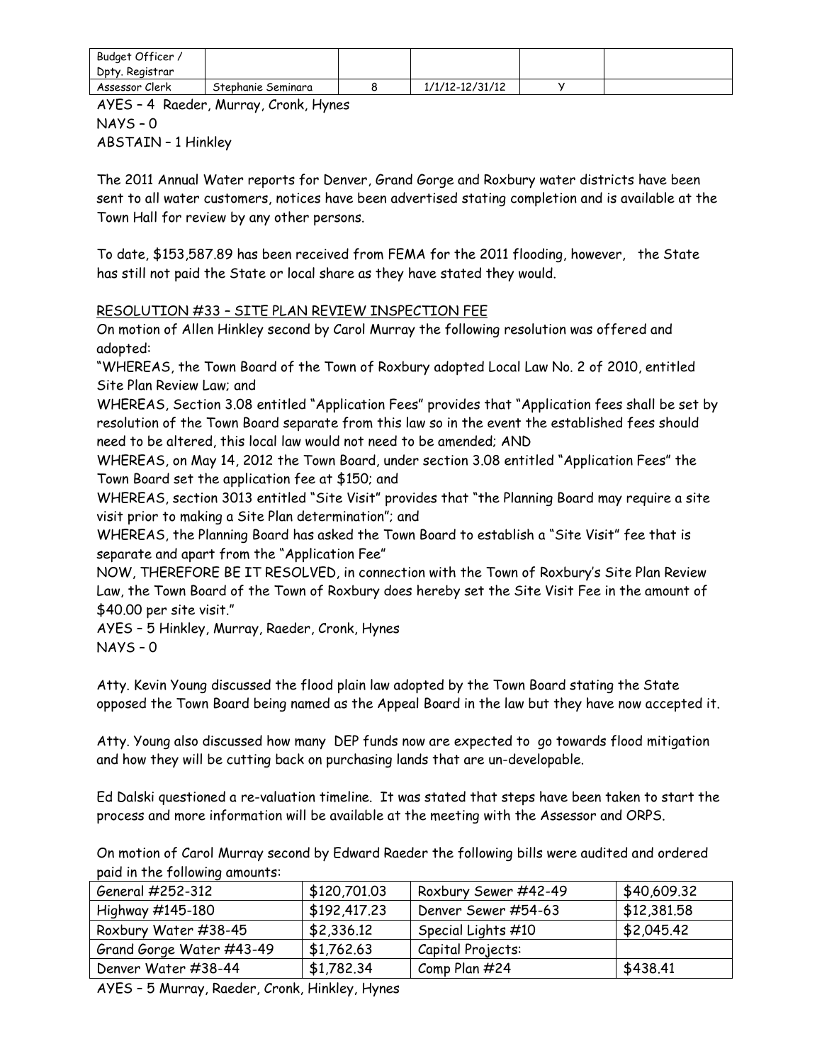| Budget Officer / Dpty. Registrar | | | | | |
|---|---|---|---|---|---|
| Assessor Clerk | Stephanie Seminara | 8 | 1/1/12-12/31/12 | Y | |

AYES – 4 Raeder, Murray, Cronk, Hynes
NAYS – 0
ABSTAIN – 1 Hinkley

The 2011 Annual Water reports for Denver, Grand Gorge and Roxbury water districts have been sent to all water customers, notices have been advertised stating completion and is available at the Town Hall for review by any other persons.

To date, $153,587.89 has been received from FEMA for the 2011 flooding, however, the State has still not paid the State or local share as they have stated they would.

RESOLUTION #33 – SITE PLAN REVIEW INSPECTION FEE

On motion of Allen Hinkley second by Carol Murray the following resolution was offered and adopted:

"WHEREAS, the Town Board of the Town of Roxbury adopted Local Law No. 2 of 2010, entitled Site Plan Review Law; and

WHEREAS, Section 3.08 entitled "Application Fees" provides that "Application fees shall be set by resolution of the Town Board separate from this law so in the event the established fees should need to be altered, this local law would not need to be amended; AND

WHEREAS, on May 14, 2012 the Town Board, under section 3.08 entitled "Application Fees" the Town Board set the application fee at $150; and

WHEREAS, section 3013 entitled "Site Visit" provides that "the Planning Board may require a site visit prior to making a Site Plan determination"; and

WHEREAS, the Planning Board has asked the Town Board to establish a "Site Visit" fee that is separate and apart from the "Application Fee"

NOW, THEREFORE BE IT RESOLVED, in connection with the Town of Roxbury's Site Plan Review Law, the Town Board of the Town of Roxbury does hereby set the Site Visit Fee in the amount of $40.00 per site visit."

AYES – 5 Hinkley, Murray, Raeder, Cronk, Hynes
NAYS – 0

Atty. Kevin Young discussed the flood plain law adopted by the Town Board stating the State opposed the Town Board being named as the Appeal Board in the law but they have now accepted it.

Atty. Young also discussed how many DEP funds now are expected to go towards flood mitigation and how they will be cutting back on purchasing lands that are un-developable.

Ed Dalski questioned a re-valuation timeline. It was stated that steps have been taken to start the process and more information will be available at the meeting with the Assessor and ORPS.

On motion of Carol Murray second by Edward Raeder the following bills were audited and ordered paid in the following amounts:

| General #252-312 | $120,701.03 | Roxbury Sewer #42-49 | $40,609.32 |
|---|---|---|---|
| Highway #145-180 | $192,417.23 | Denver Sewer #54-63 | $12,381.58 |
| Roxbury Water #38-45 | $2,336.12 | Special Lights #10 | $2,045.42 |
| Grand Gorge Water #43-49 | $1,762.63 | Capital Projects: | |
| Denver Water #38-44 | $1,782.34 | Comp Plan #24 | $438.41 |

AYES – 5 Murray, Raeder, Cronk, Hinkley, Hynes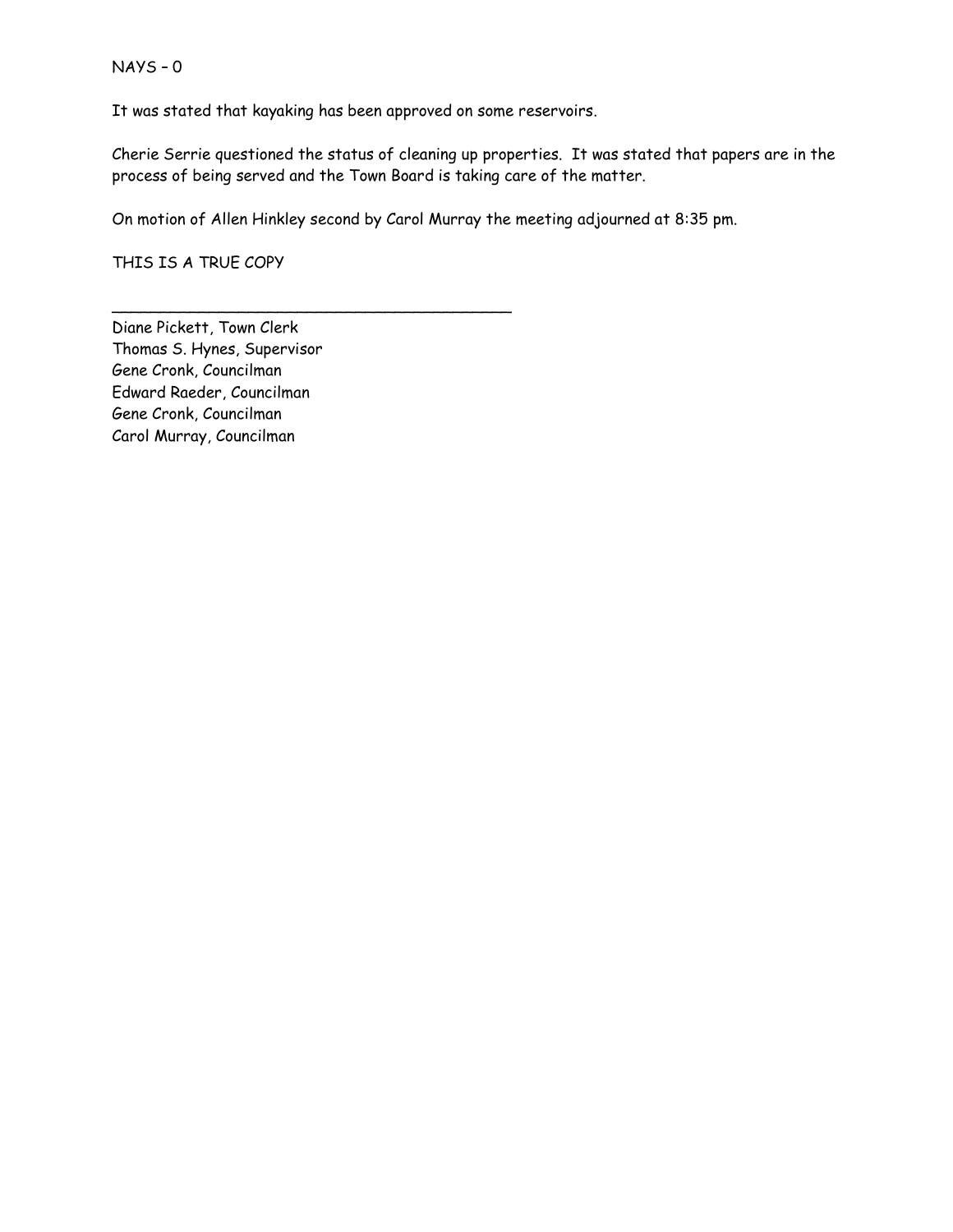NAYS – 0

It was stated that kayaking has been approved on some reservoirs.

Cherie Serrie questioned the status of cleaning up properties. It was stated that papers are in the process of being served and the Town Board is taking care of the matter.

On motion of Allen Hinkley second by Carol Murray the meeting adjourned at 8:35 pm.

THIS IS A TRUE COPY

_________________________________________

Diane Pickett, Town Clerk  
Thomas S. Hynes, Supervisor  
Gene Cronk, Councilman  
Edward Raeder, Councilman  
Gene Cronk, Councilman  
Carol Murray, Councilman